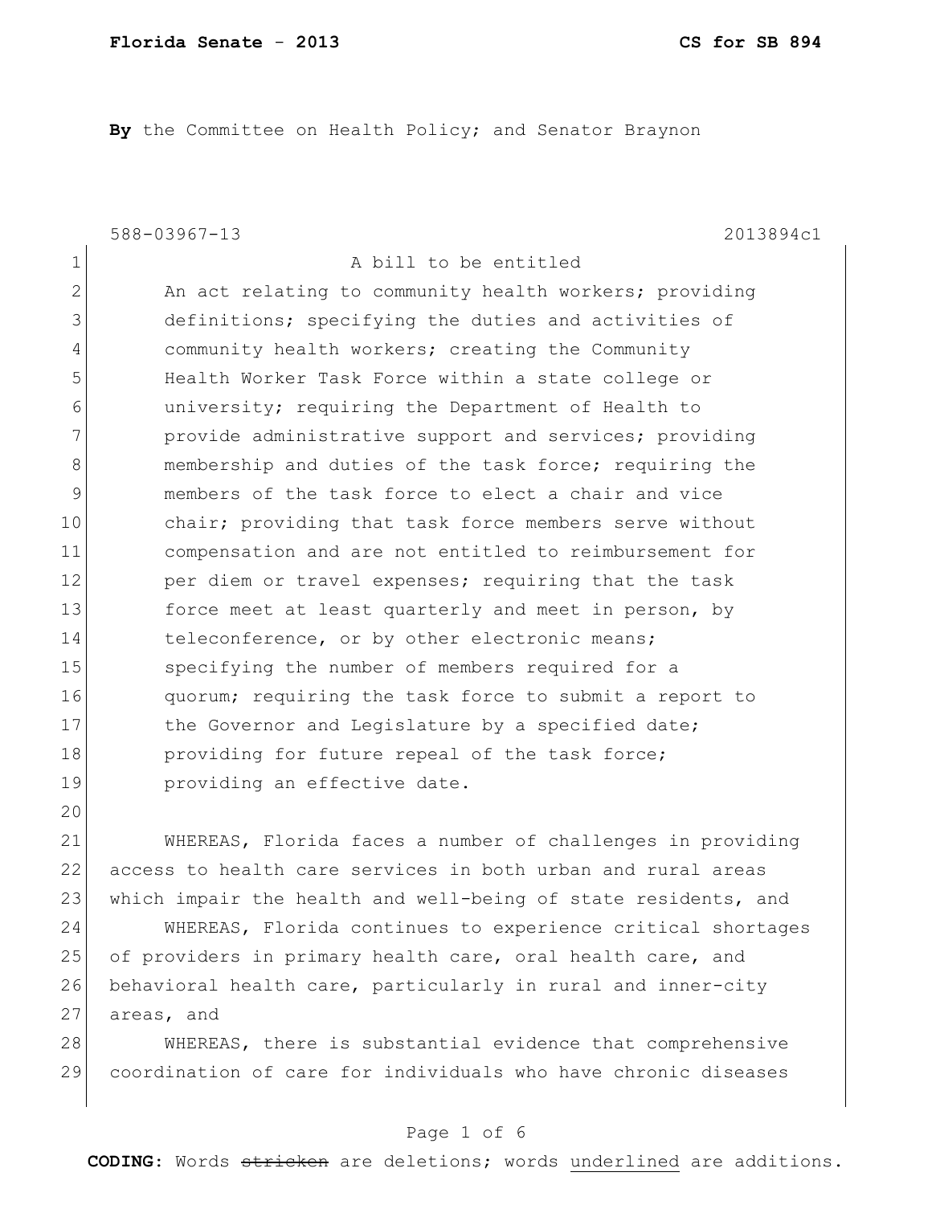**Florida Senate - 2013** **CS for SB 894**

**By** the Committee on Health Policy; and Senator Braynon

588-03967-13 2013894c1

A bill to be entitled

An act relating to community health workers; providing definitions; specifying the duties and activities of community health workers; creating the Community Health Worker Task Force within a state college or university; requiring the Department of Health to provide administrative support and services; providing membership and duties of the task force; requiring the members of the task force to elect a chair and vice chair; providing that task force members serve without compensation and are not entitled to reimbursement for per diem or travel expenses; requiring that the task force meet at least quarterly and meet in person, by teleconference, or by other electronic means; specifying the number of members required for a quorum; requiring the task force to submit a report to the Governor and Legislature by a specified date; providing for future repeal of the task force; providing an effective date.

WHEREAS, Florida faces a number of challenges in providing access to health care services in both urban and rural areas which impair the health and well-being of state residents, and

WHEREAS, Florida continues to experience critical shortages of providers in primary health care, oral health care, and behavioral health care, particularly in rural and inner-city areas, and

WHEREAS, there is substantial evidence that comprehensive coordination of care for individuals who have chronic diseases

**CODING:** Words ~~stricken~~ are deletions; words underlined are additions.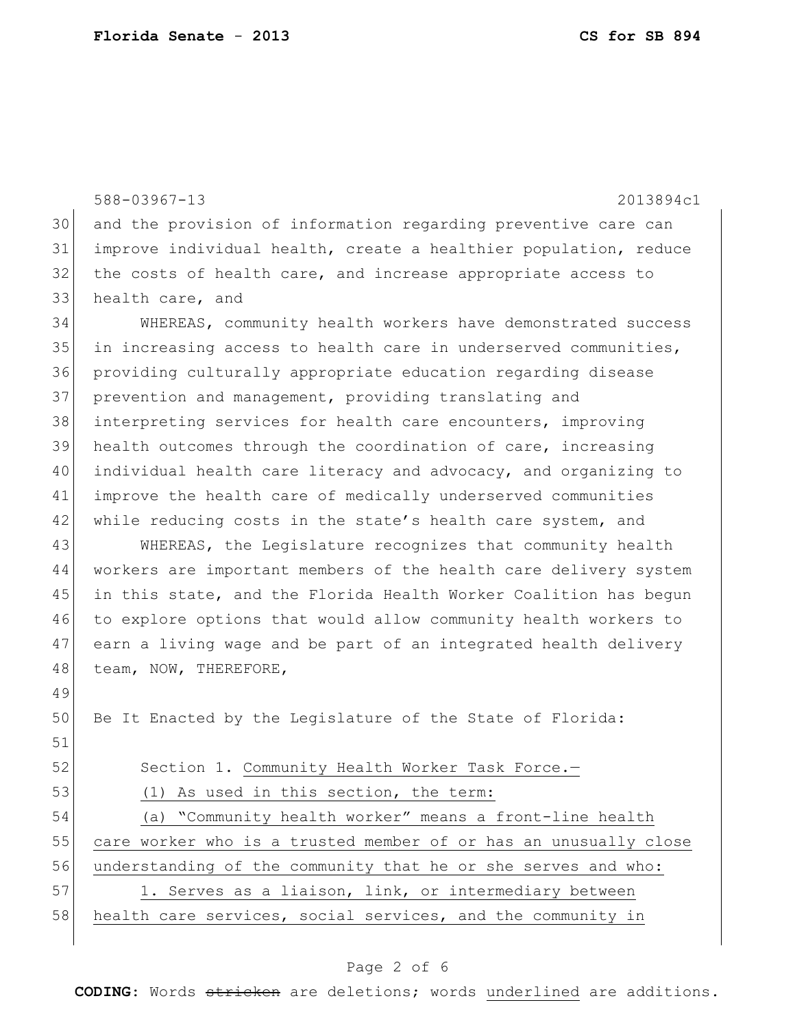and the provision of information regarding preventive care can improve individual health, create a healthier population, reduce the costs of health care, and increase appropriate access to health care, and

WHEREAS, community health workers have demonstrated success in increasing access to health care in underserved communities, providing culturally appropriate education regarding disease prevention and management, providing translating and interpreting services for health care encounters, improving health outcomes through the coordination of care, increasing individual health care literacy and advocacy, and organizing to improve the health care of medically underserved communities while reducing costs in the state's health care system, and

WHEREAS, the Legislature recognizes that community health workers are important members of the health care delivery system in this state, and the Florida Health Worker Coalition has begun to explore options that would allow community health workers to earn a living wage and be part of an integrated health delivery team, NOW, THEREFORE,

Be It Enacted by the Legislature of the State of Florida:

Section 1. Community Health Worker Task Force.—

(1) As used in this section, the term:

(a) "Community health worker" means a front-line health care worker who is a trusted member of or has an unusually close understanding of the community that he or she serves and who:

1. Serves as a liaison, link, or intermediary between health care services, social services, and the community in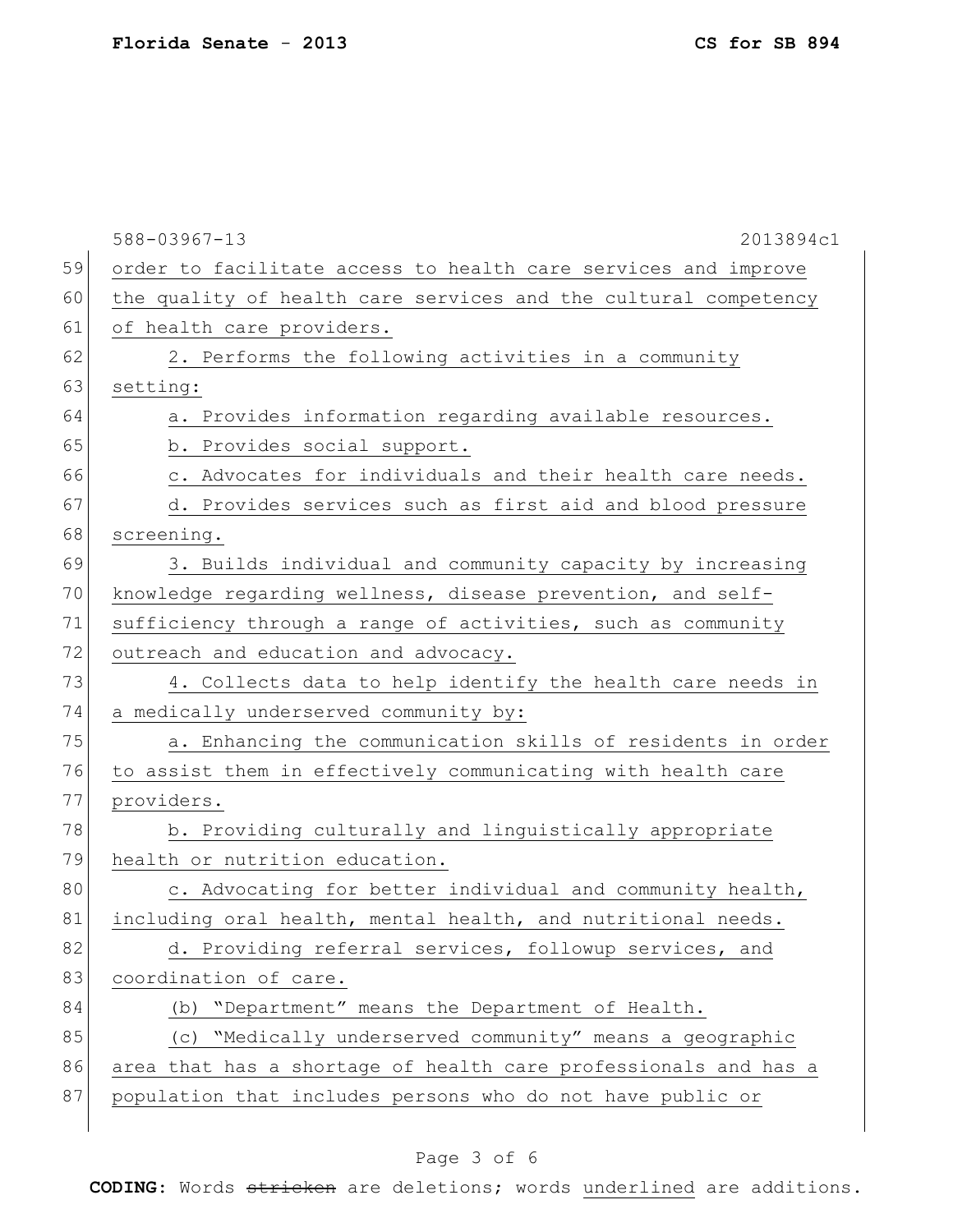588-03967-13 2013894c1

order to facilitate access to health care services and improve the quality of health care services and the cultural competency of health care providers.

2. Performs the following activities in a community setting:

a. Provides information regarding available resources.

b. Provides social support.

c. Advocates for individuals and their health care needs.

d. Provides services such as first aid and blood pressure screening.

3. Builds individual and community capacity by increasing knowledge regarding wellness, disease prevention, and self-sufficiency through a range of activities, such as community outreach and education and advocacy.

4. Collects data to help identify the health care needs in a medically underserved community by:

a. Enhancing the communication skills of residents in order to assist them in effectively communicating with health care providers.

b. Providing culturally and linguistically appropriate health or nutrition education.

c. Advocating for better individual and community health, including oral health, mental health, and nutritional needs.

d. Providing referral services, followup services, and coordination of care.

(b) "Department" means the Department of Health.

(c) "Medically underserved community" means a geographic area that has a shortage of health care professionals and has a population that includes persons who do not have public or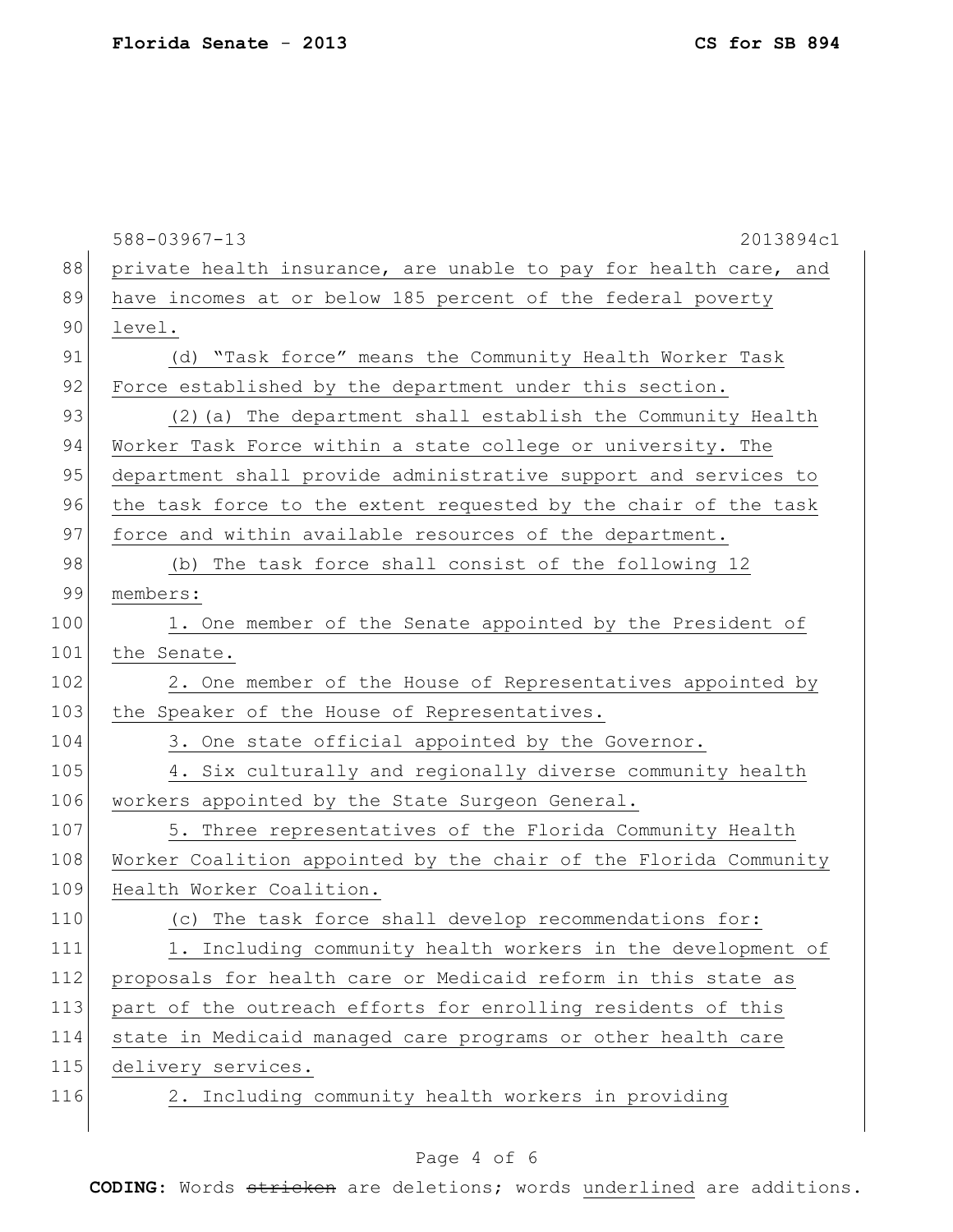private health insurance, are unable to pay for health care, and have incomes at or below 185 percent of the federal poverty level.

(d) "Task force" means the Community Health Worker Task Force established by the department under this section.

(2)(a) The department shall establish the Community Health Worker Task Force within a state college or university. The department shall provide administrative support and services to the task force to the extent requested by the chair of the task force and within available resources of the department.

(b) The task force shall consist of the following 12 members:

1. One member of the Senate appointed by the President of the Senate.

2. One member of the House of Representatives appointed by the Speaker of the House of Representatives.

3. One state official appointed by the Governor.

4. Six culturally and regionally diverse community health workers appointed by the State Surgeon General.

5. Three representatives of the Florida Community Health Worker Coalition appointed by the chair of the Florida Community Health Worker Coalition.

(c) The task force shall develop recommendations for:

1. Including community health workers in the development of proposals for health care or Medicaid reform in this state as part of the outreach efforts for enrolling residents of this state in Medicaid managed care programs or other health care delivery services.

2. Including community health workers in providing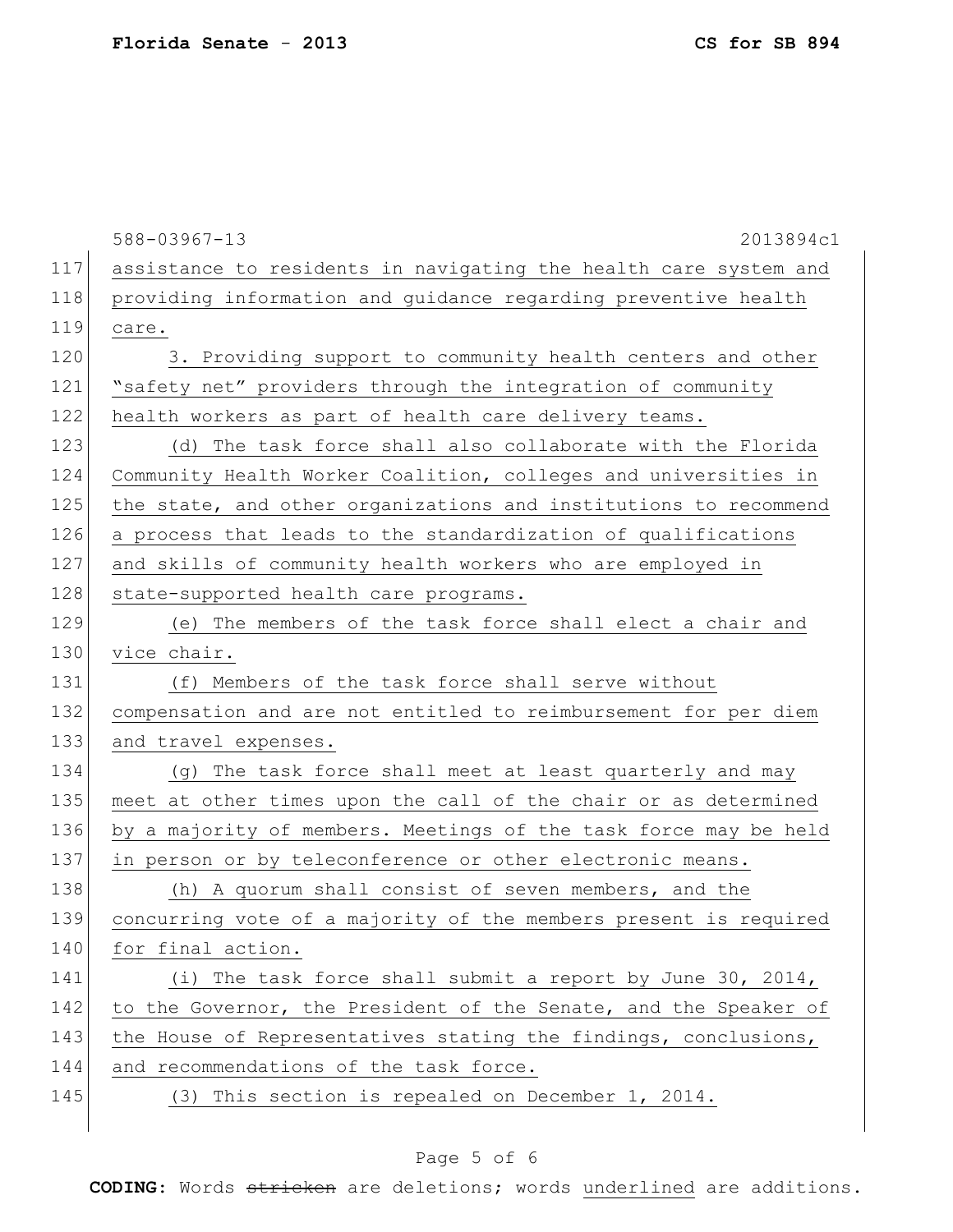588-03967-13 2013894c1

assistance to residents in navigating the health care system and providing information and guidance regarding preventive health care.

3. Providing support to community health centers and other "safety net" providers through the integration of community health workers as part of health care delivery teams.

(d) The task force shall also collaborate with the Florida Community Health Worker Coalition, colleges and universities in the state, and other organizations and institutions to recommend a process that leads to the standardization of qualifications and skills of community health workers who are employed in state-supported health care programs.

(e) The members of the task force shall elect a chair and vice chair.

(f) Members of the task force shall serve without compensation and are not entitled to reimbursement for per diem and travel expenses.

(g) The task force shall meet at least quarterly and may meet at other times upon the call of the chair or as determined by a majority of members. Meetings of the task force may be held in person or by teleconference or other electronic means.

(h) A quorum shall consist of seven members, and the concurring vote of a majority of the members present is required for final action.

(i) The task force shall submit a report by June 30, 2014, to the Governor, the President of the Senate, and the Speaker of the House of Representatives stating the findings, conclusions, and recommendations of the task force.

(3) This section is repealed on December 1, 2014.

**CODING:** Words ~~stricken~~ are deletions; words underlined are additions.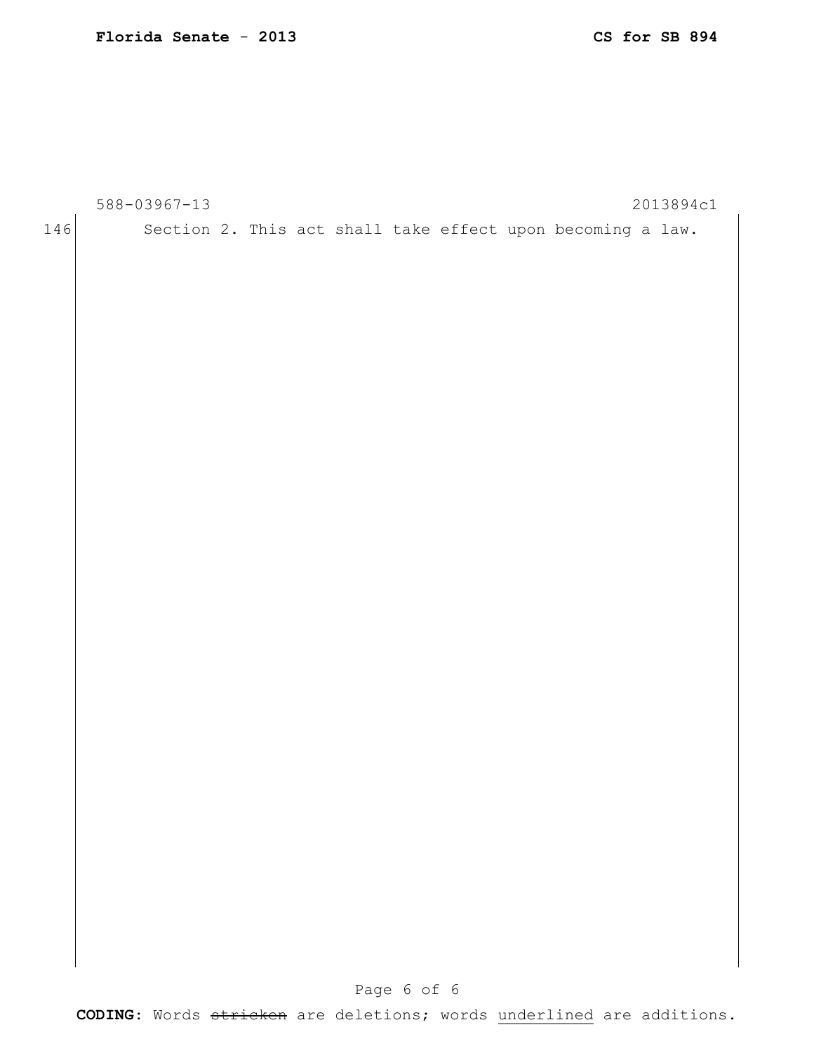146 Section 2. This act shall take effect upon becoming a law.